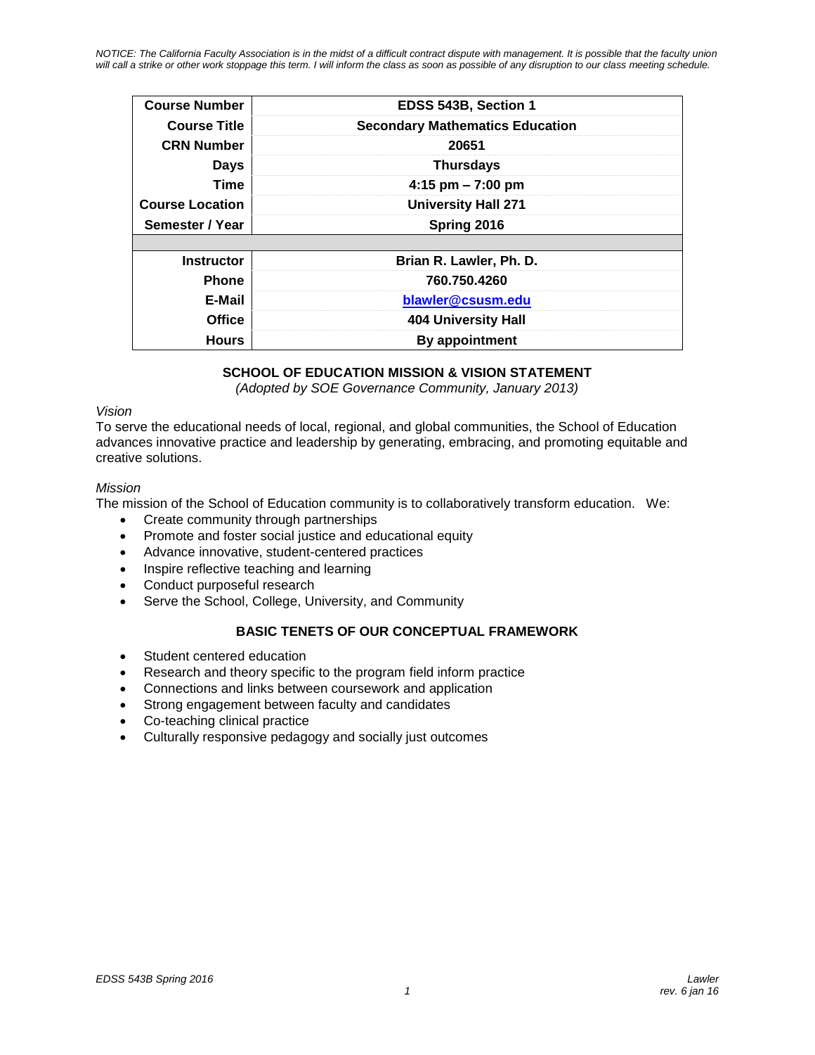*NOTICE: The California Faculty Association is in the midst of a difficult contract dispute with management. It is possible that the faculty union will call a strike or other work stoppage this term. I will inform the class as soon as possible of any disruption to our class meeting schedule.*

| | |
|---|---|
| **Course Number** | **EDSS 543B, Section 1** |
| **Course Title** | **Secondary Mathematics Education** |
| **CRN Number** | **20651** |
| **Days** | **Thursdays** |
| **Time** | **4:15 pm – 7:00 pm** |
| **Course Location** | **University Hall 271** |
| **Semester / Year** | **Spring 2016** |
| | |
| **Instructor** | **Brian R. Lawler, Ph. D.** |
| **Phone** | **760.750.4260** |
| **E-Mail** | **blawler@csusm.edu** |
| **Office** | **404 University Hall** |
| **Hours** | **By appointment** |

## SCHOOL OF EDUCATION MISSION & VISION STATEMENT

*(Adopted by SOE Governance Community, January 2013)*

*Vision*

To serve the educational needs of local, regional, and global communities, the School of Education advances innovative practice and leadership by generating, embracing, and promoting equitable and creative solutions.

*Mission*

The mission of the School of Education community is to collaboratively transform education. We:

- Create community through partnerships
- Promote and foster social justice and educational equity
- Advance innovative, student-centered practices
- Inspire reflective teaching and learning
- Conduct purposeful research
- Serve the School, College, University, and Community

## BASIC TENETS OF OUR CONCEPTUAL FRAMEWORK

- Student centered education
- Research and theory specific to the program field inform practice
- Connections and links between coursework and application
- Strong engagement between faculty and candidates
- Co-teaching clinical practice
- Culturally responsive pedagogy and socially just outcomes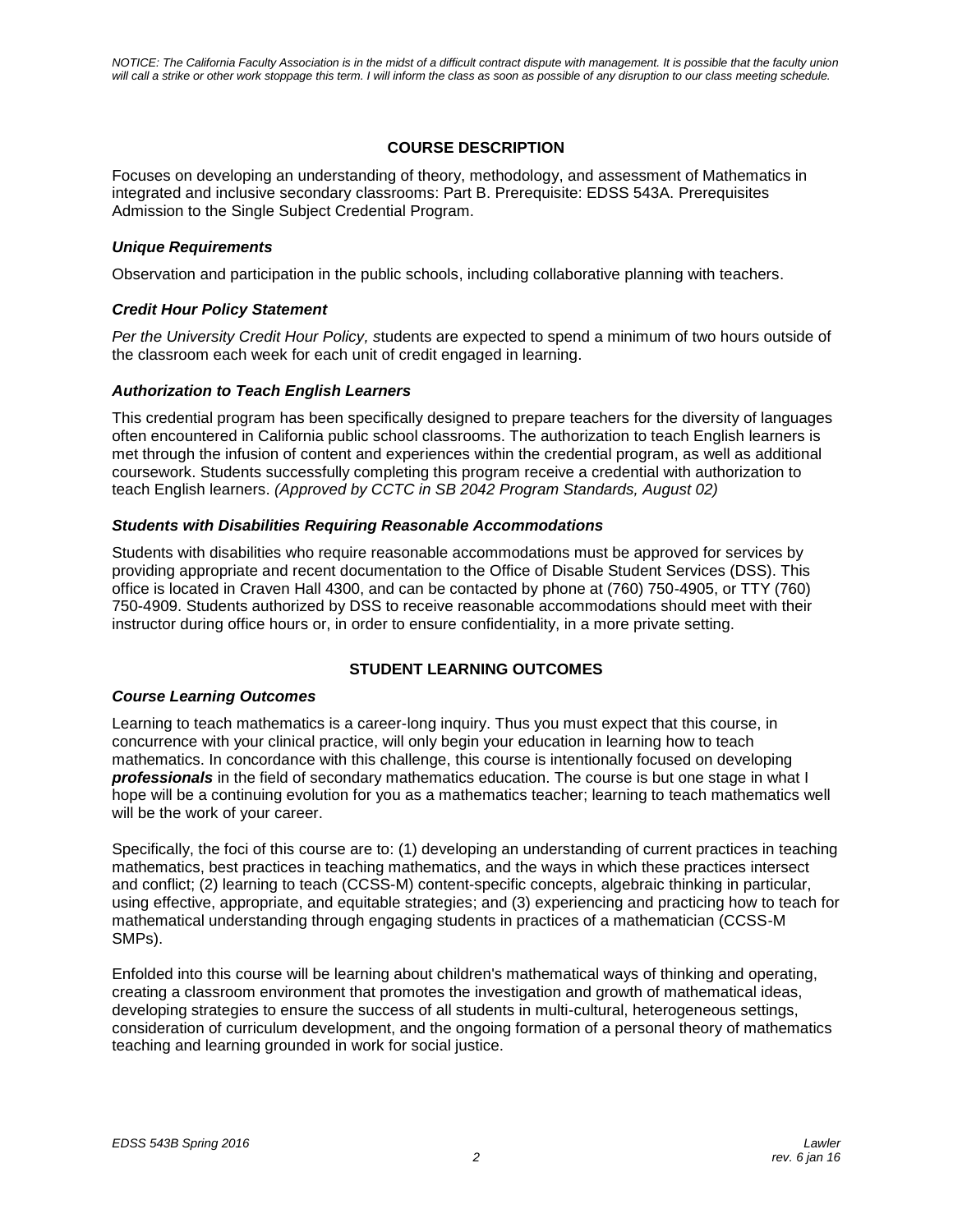*NOTICE: The California Faculty Association is in the midst of a difficult contract dispute with management. It is possible that the faculty union will call a strike or other work stoppage this term. I will inform the class as soon as possible of any disruption to our class meeting schedule.*

## COURSE DESCRIPTION

Focuses on developing an understanding of theory, methodology, and assessment of Mathematics in integrated and inclusive secondary classrooms: Part B. Prerequisite: EDSS 543A. Prerequisites Admission to the Single Subject Credential Program.

### *Unique Requirements*

Observation and participation in the public schools, including collaborative planning with teachers.

### *Credit Hour Policy Statement*

*Per the University Credit Hour Policy, s*tudents are expected to spend a minimum of two hours outside of the classroom each week for each unit of credit engaged in learning.

### *Authorization to Teach English Learners*

This credential program has been specifically designed to prepare teachers for the diversity of languages often encountered in California public school classrooms. The authorization to teach English learners is met through the infusion of content and experiences within the credential program, as well as additional coursework. Students successfully completing this program receive a credential with authorization to teach English learners. *(Approved by CCTC in SB 2042 Program Standards, August 02)*

### *Students with Disabilities Requiring Reasonable Accommodations*

Students with disabilities who require reasonable accommodations must be approved for services by providing appropriate and recent documentation to the Office of Disable Student Services (DSS). This office is located in Craven Hall 4300, and can be contacted by phone at (760) 750-4905, or TTY (760) 750-4909. Students authorized by DSS to receive reasonable accommodations should meet with their instructor during office hours or, in order to ensure confidentiality, in a more private setting.

## STUDENT LEARNING OUTCOMES

### *Course Learning Outcomes*

Learning to teach mathematics is a career-long inquiry. Thus you must expect that this course, in concurrence with your clinical practice, will only begin your education in learning how to teach mathematics. In concordance with this challenge, this course is intentionally focused on developing ***professionals*** in the field of secondary mathematics education. The course is but one stage in what I hope will be a continuing evolution for you as a mathematics teacher; learning to teach mathematics well will be the work of your career.

Specifically, the foci of this course are to: (1) developing an understanding of current practices in teaching mathematics, best practices in teaching mathematics, and the ways in which these practices intersect and conflict; (2) learning to teach (CCSS-M) content-specific concepts, algebraic thinking in particular, using effective, appropriate, and equitable strategies; and (3) experiencing and practicing how to teach for mathematical understanding through engaging students in practices of a mathematician (CCSS-M SMPs).

Enfolded into this course will be learning about children's mathematical ways of thinking and operating, creating a classroom environment that promotes the investigation and growth of mathematical ideas, developing strategies to ensure the success of all students in multi-cultural, heterogeneous settings, consideration of curriculum development, and the ongoing formation of a personal theory of mathematics teaching and learning grounded in work for social justice.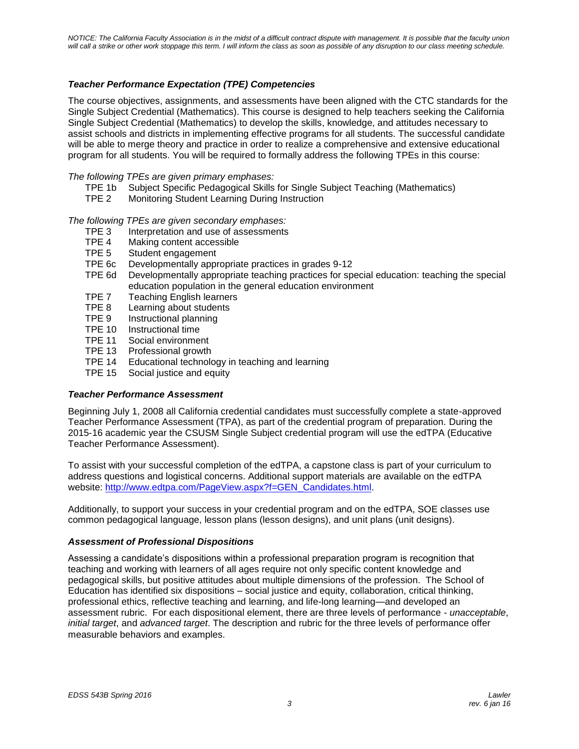*NOTICE: The California Faculty Association is in the midst of a difficult contract dispute with management. It is possible that the faculty union will call a strike or other work stoppage this term. I will inform the class as soon as possible of any disruption to our class meeting schedule.*

### *Teacher Performance Expectation (TPE) Competencies*

The course objectives, assignments, and assessments have been aligned with the CTC standards for the Single Subject Credential (Mathematics). This course is designed to help teachers seeking the California Single Subject Credential (Mathematics) to develop the skills, knowledge, and attitudes necessary to assist schools and districts in implementing effective programs for all students. The successful candidate will be able to merge theory and practice in order to realize a comprehensive and extensive educational program for all students. You will be required to formally address the following TPEs in this course:

*The following TPEs are given primary emphases:*

- TPE 1b Subject Specific Pedagogical Skills for Single Subject Teaching (Mathematics)
- TPE 2 Monitoring Student Learning During Instruction

*The following TPEs are given secondary emphases:*

- TPE 3 Interpretation and use of assessments
- TPE 4 Making content accessible
- TPE 5 Student engagement
- TPE 6c Developmentally appropriate practices in grades 9-12
- TPE 6d Developmentally appropriate teaching practices for special education: teaching the special education population in the general education environment
- TPE 7 Teaching English learners
- TPE 8 Learning about students
- TPE 9 Instructional planning
- TPE 10 Instructional time
- TPE 11 Social environment
- TPE 13 Professional growth
- TPE 14 Educational technology in teaching and learning
- TPE 15 Social justice and equity

### *Teacher Performance Assessment*

Beginning July 1, 2008 all California credential candidates must successfully complete a state-approved Teacher Performance Assessment (TPA), as part of the credential program of preparation. During the 2015-16 academic year the CSUSM Single Subject credential program will use the edTPA (Educative Teacher Performance Assessment).

To assist with your successful completion of the edTPA, a capstone class is part of your curriculum to address questions and logistical concerns. Additional support materials are available on the edTPA website: [http://www.edtpa.com/PageView.aspx?f=GEN_Candidates.html](http://www.edtpa.com/PageView.aspx?f=GEN_Candidates.html).

Additionally, to support your success in your credential program and on the edTPA, SOE classes use common pedagogical language, lesson plans (lesson designs), and unit plans (unit designs).

### *Assessment of Professional Dispositions*

Assessing a candidate's dispositions within a professional preparation program is recognition that teaching and working with learners of all ages require not only specific content knowledge and pedagogical skills, but positive attitudes about multiple dimensions of the profession. The School of Education has identified six dispositions – social justice and equity, collaboration, critical thinking, professional ethics, reflective teaching and learning, and life-long learning—and developed an assessment rubric. For each dispositional element, there are three levels of performance - *unacceptable*, *initial target*, and *advanced target*. The description and rubric for the three levels of performance offer measurable behaviors and examples.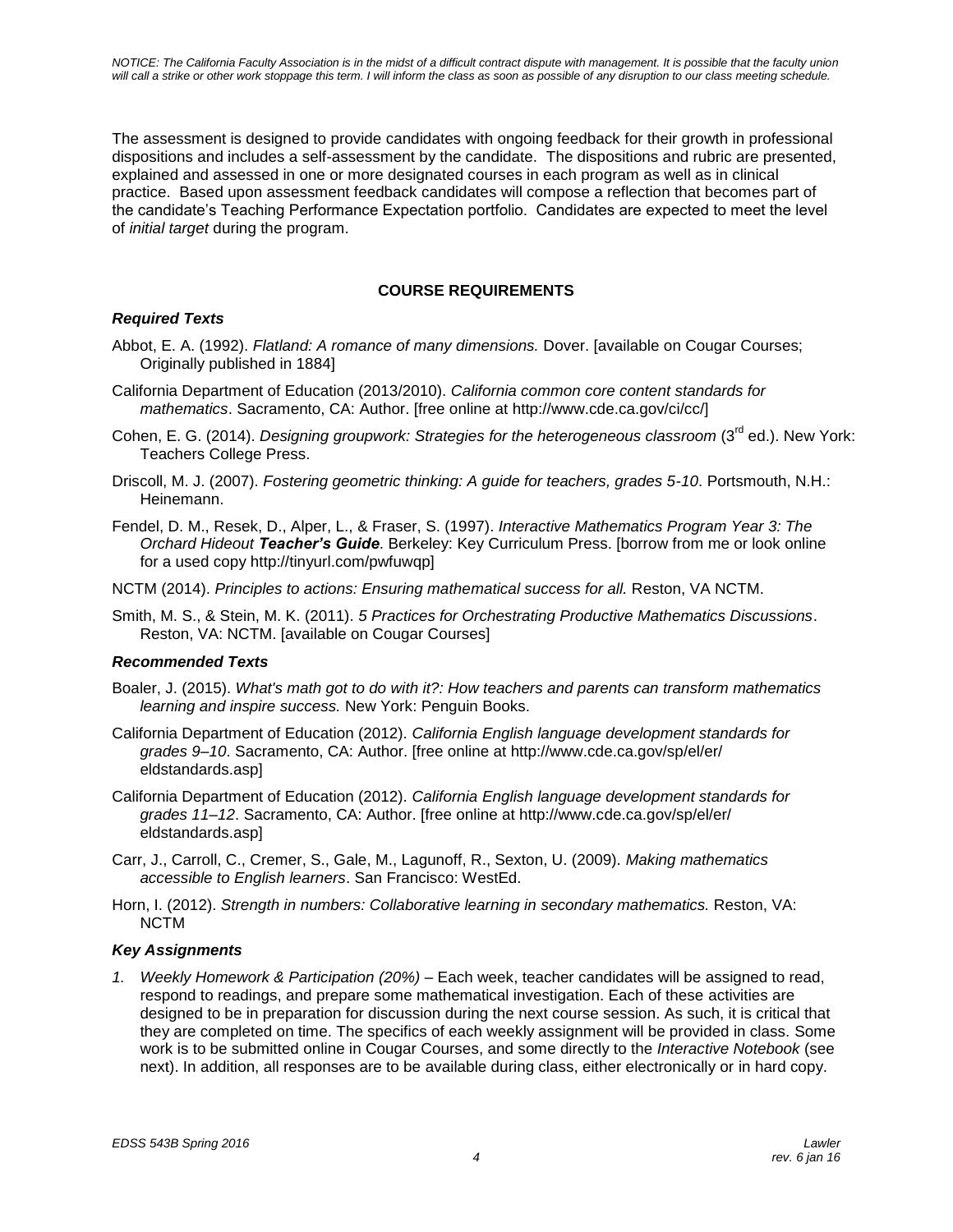*NOTICE: The California Faculty Association is in the midst of a difficult contract dispute with management. It is possible that the faculty union will call a strike or other work stoppage this term. I will inform the class as soon as possible of any disruption to our class meeting schedule.*

The assessment is designed to provide candidates with ongoing feedback for their growth in professional dispositions and includes a self-assessment by the candidate. The dispositions and rubric are presented, explained and assessed in one or more designated courses in each program as well as in clinical practice. Based upon assessment feedback candidates will compose a reflection that becomes part of the candidate's Teaching Performance Expectation portfolio. Candidates are expected to meet the level of *initial target* during the program.

## COURSE REQUIREMENTS

### *Required Texts*

Abbot, E. A. (1992). *Flatland: A romance of many dimensions.* Dover. [available on Cougar Courses; Originally published in 1884]

California Department of Education (2013/2010). *California common core content standards for mathematics*. Sacramento, CA: Author. [free online at http://www.cde.ca.gov/ci/cc/]

Cohen, E. G. (2014). *Designing groupwork: Strategies for the heterogeneous classroom* (3rd ed.). New York: Teachers College Press.

Driscoll, M. J. (2007). *Fostering geometric thinking: A guide for teachers, grades 5-10*. Portsmouth, N.H.: Heinemann.

Fendel, D. M., Resek, D., Alper, L., & Fraser, S. (1997). *Interactive Mathematics Program Year 3: The Orchard Hideout* ***Teacher's Guide***. Berkeley: Key Curriculum Press. [borrow from me or look online for a used copy http://tinyurl.com/pwfuwqp]

NCTM (2014). *Principles to actions: Ensuring mathematical success for all.* Reston, VA NCTM.

Smith, M. S., & Stein, M. K. (2011). *5 Practices for Orchestrating Productive Mathematics Discussions*. Reston, VA: NCTM. [available on Cougar Courses]

### *Recommended Texts*

Boaler, J. (2015). *What's math got to do with it?: How teachers and parents can transform mathematics learning and inspire success.* New York: Penguin Books.

California Department of Education (2012). *California English language development standards for grades 9–10*. Sacramento, CA: Author. [free online at http://www.cde.ca.gov/sp/el/er/eldstandards.asp]

California Department of Education (2012). *California English language development standards for grades 11–12*. Sacramento, CA: Author. [free online at http://www.cde.ca.gov/sp/el/er/eldstandards.asp]

Carr, J., Carroll, C., Cremer, S., Gale, M., Lagunoff, R., Sexton, U. (2009). *Making mathematics accessible to English learners*. San Francisco: WestEd.

Horn, I. (2012). *Strength in numbers: Collaborative learning in secondary mathematics.* Reston, VA: NCTM

### *Key Assignments*

1. *Weekly Homework & Participation (20%)* – Each week, teacher candidates will be assigned to read, respond to readings, and prepare some mathematical investigation. Each of these activities are designed to be in preparation for discussion during the next course session. As such, it is critical that they are completed on time. The specifics of each weekly assignment will be provided in class. Some work is to be submitted online in Cougar Courses, and some directly to the *Interactive Notebook* (see next). In addition, all responses are to be available during class, either electronically or in hard copy.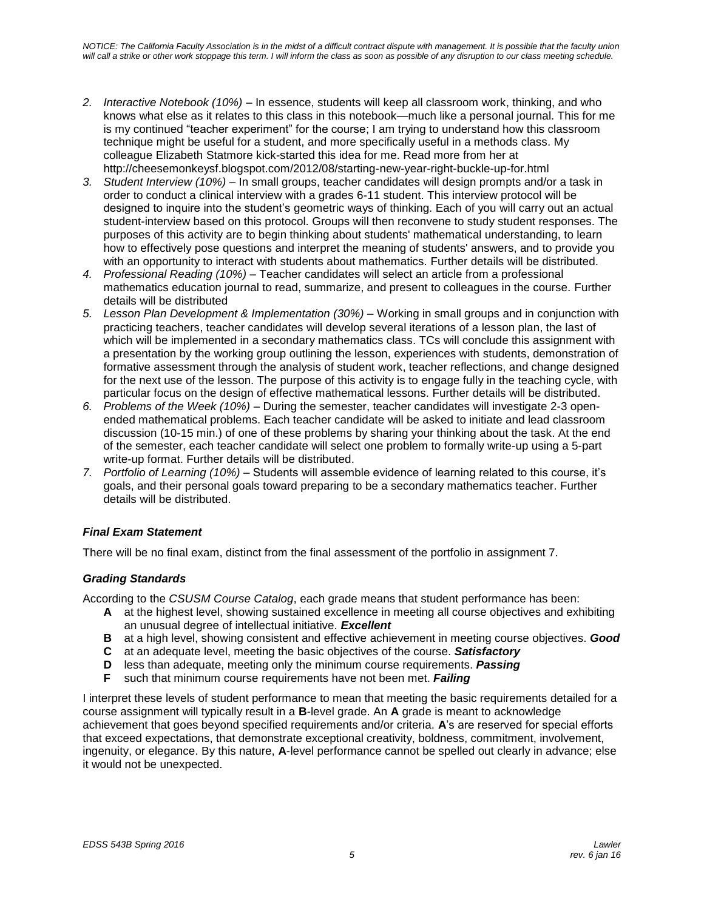2. *Interactive Notebook (10%)* – In essence, students will keep all classroom work, thinking, and who knows what else as it relates to this class in this notebook—much like a personal journal. This for me is my continued "teacher experiment" for the course; I am trying to understand how this classroom technique might be useful for a student, and more specifically useful in a methods class. My colleague Elizabeth Statmore kick-started this idea for me. Read more from her at http://cheesemonkeysf.blogspot.com/2012/08/starting-new-year-right-buckle-up-for.html
3. *Student Interview (10%)* – In small groups, teacher candidates will design prompts and/or a task in order to conduct a clinical interview with a grades 6-11 student. This interview protocol will be designed to inquire into the student's geometric ways of thinking. Each of you will carry out an actual student-interview based on this protocol. Groups will then reconvene to study student responses. The purposes of this activity are to begin thinking about students' mathematical understanding, to learn how to effectively pose questions and interpret the meaning of students' answers, and to provide you with an opportunity to interact with students about mathematics. Further details will be distributed.
4. *Professional Reading (10%)* – Teacher candidates will select an article from a professional mathematics education journal to read, summarize, and present to colleagues in the course. Further details will be distributed
5. *Lesson Plan Development & Implementation (30%)* – Working in small groups and in conjunction with practicing teachers, teacher candidates will develop several iterations of a lesson plan, the last of which will be implemented in a secondary mathematics class. TCs will conclude this assignment with a presentation by the working group outlining the lesson, experiences with students, demonstration of formative assessment through the analysis of student work, teacher reflections, and change designed for the next use of the lesson. The purpose of this activity is to engage fully in the teaching cycle, with particular focus on the design of effective mathematical lessons. Further details will be distributed.
6. *Problems of the Week (10%)* – During the semester, teacher candidates will investigate 2-3 open-ended mathematical problems. Each teacher candidate will be asked to initiate and lead classroom discussion (10-15 min.) of one of these problems by sharing your thinking about the task. At the end of the semester, each teacher candidate will select one problem to formally write-up using a 5-part write-up format. Further details will be distributed.
7. *Portfolio of Learning (10%)* – Students will assemble evidence of learning related to this course, it's goals, and their personal goals toward preparing to be a secondary mathematics teacher. Further details will be distributed.

### *Final Exam Statement*

There will be no final exam, distinct from the final assessment of the portfolio in assignment 7.

### *Grading Standards*

According to the *CSUSM Course Catalog*, each grade means that student performance has been:

- **A** at the highest level, showing sustained excellence in meeting all course objectives and exhibiting an unusual degree of intellectual initiative. ***Excellent***
- **B** at a high level, showing consistent and effective achievement in meeting course objectives. ***Good***
- **C** at an adequate level, meeting the basic objectives of the course. ***Satisfactory***
- **D** less than adequate, meeting only the minimum course requirements. ***Passing***
- **F** such that minimum course requirements have not been met. ***Failing***

I interpret these levels of student performance to mean that meeting the basic requirements detailed for a course assignment will typically result in a **B**-level grade. An **A** grade is meant to acknowledge achievement that goes beyond specified requirements and/or criteria. **A**'s are reserved for special efforts that exceed expectations, that demonstrate exceptional creativity, boldness, commitment, involvement, ingenuity, or elegance. By this nature, **A**-level performance cannot be spelled out clearly in advance; else it would not be unexpected.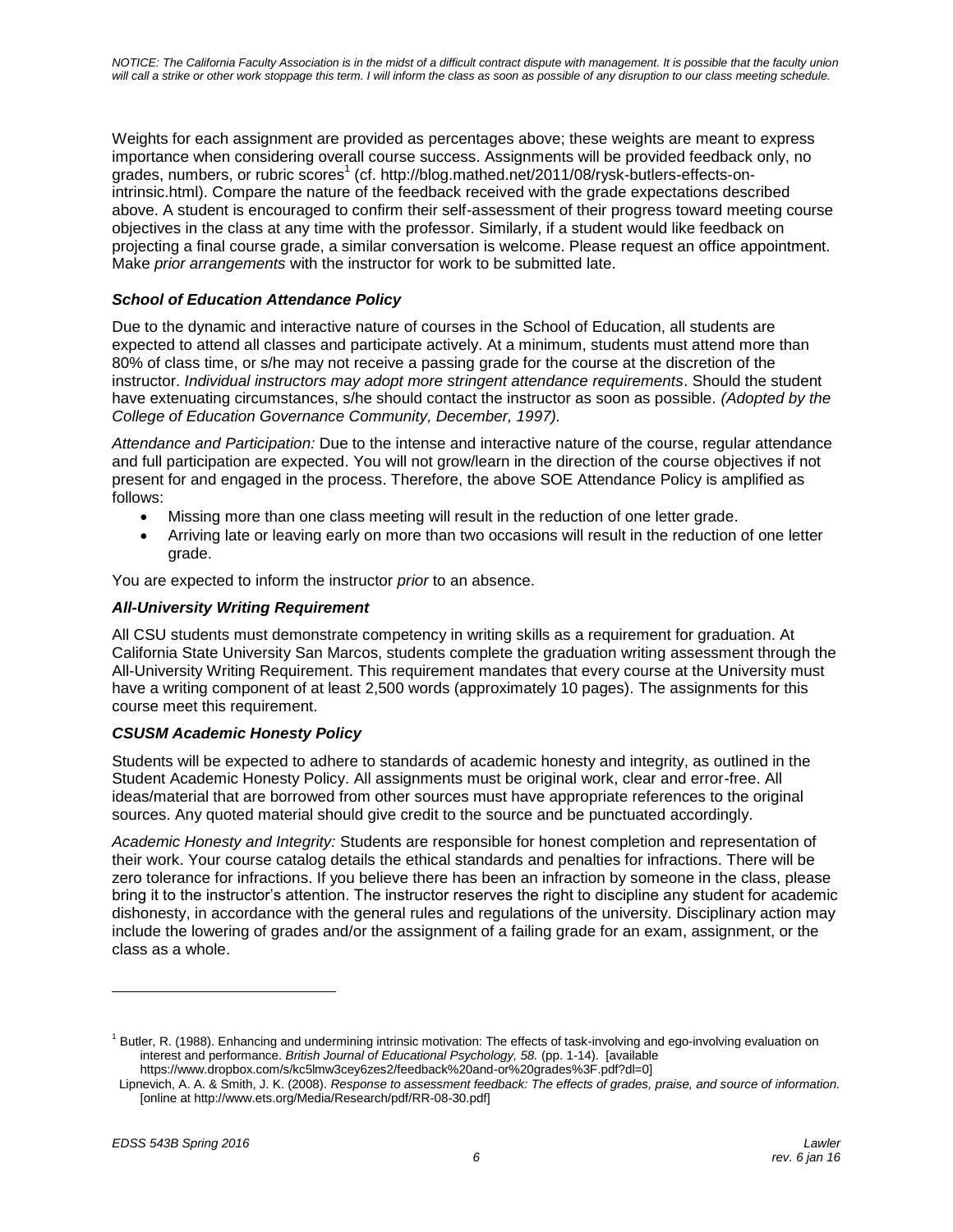*NOTICE: The California Faculty Association is in the midst of a difficult contract dispute with management. It is possible that the faculty union will call a strike or other work stoppage this term. I will inform the class as soon as possible of any disruption to our class meeting schedule.*

Weights for each assignment are provided as percentages above; these weights are meant to express importance when considering overall course success. Assignments will be provided feedback only, no grades, numbers, or rubric scores[1] (cf. http://blog.mathed.net/2011/08/rysk-butlers-effects-on-intrinsic.html). Compare the nature of the feedback received with the grade expectations described above. A student is encouraged to confirm their self-assessment of their progress toward meeting course objectives in the class at any time with the professor. Similarly, if a student would like feedback on projecting a final course grade, a similar conversation is welcome. Please request an office appointment. Make *prior arrangements* with the instructor for work to be submitted late.

### *School of Education Attendance Policy*

Due to the dynamic and interactive nature of courses in the School of Education, all students are expected to attend all classes and participate actively. At a minimum, students must attend more than 80% of class time, or s/he may not receive a passing grade for the course at the discretion of the instructor. *Individual instructors may adopt more stringent attendance requirements*. Should the student have extenuating circumstances, s/he should contact the instructor as soon as possible. *(Adopted by the College of Education Governance Community, December, 1997).*

*Attendance and Participation:* Due to the intense and interactive nature of the course, regular attendance and full participation are expected. You will not grow/learn in the direction of the course objectives if not present for and engaged in the process. Therefore, the above SOE Attendance Policy is amplified as follows:

- Missing more than one class meeting will result in the reduction of one letter grade.
- Arriving late or leaving early on more than two occasions will result in the reduction of one letter grade.

You are expected to inform the instructor *prior* to an absence.

### *All-University Writing Requirement*

All CSU students must demonstrate competency in writing skills as a requirement for graduation. At California State University San Marcos, students complete the graduation writing assessment through the All-University Writing Requirement. This requirement mandates that every course at the University must have a writing component of at least 2,500 words (approximately 10 pages). The assignments for this course meet this requirement.

### *CSUSM Academic Honesty Policy*

Students will be expected to adhere to standards of academic honesty and integrity, as outlined in the Student Academic Honesty Policy. All assignments must be original work, clear and error-free. All ideas/material that are borrowed from other sources must have appropriate references to the original sources. Any quoted material should give credit to the source and be punctuated accordingly.

*Academic Honesty and Integrity:* Students are responsible for honest completion and representation of their work. Your course catalog details the ethical standards and penalties for infractions. There will be zero tolerance for infractions. If you believe there has been an infraction by someone in the class, please bring it to the instructor's attention. The instructor reserves the right to discipline any student for academic dishonesty, in accordance with the general rules and regulations of the university. Disciplinary action may include the lowering of grades and/or the assignment of a failing grade for an exam, assignment, or the class as a whole.

---

[1] Butler, R. (1988). Enhancing and undermining intrinsic motivation: The effects of task-involving and ego-involving evaluation on interest and performance. *British Journal of Educational Psychology, 58.* (pp. 1-14). [available https://www.dropbox.com/s/kc5lmw3cey6zes2/feedback%20and-or%20grades%3F.pdf?dl=0]
Lipnevich, A. A. & Smith, J. K. (2008). *Response to assessment feedback: The effects of grades, praise, and source of information.* [online at http://www.ets.org/Media/Research/pdf/RR-08-30.pdf]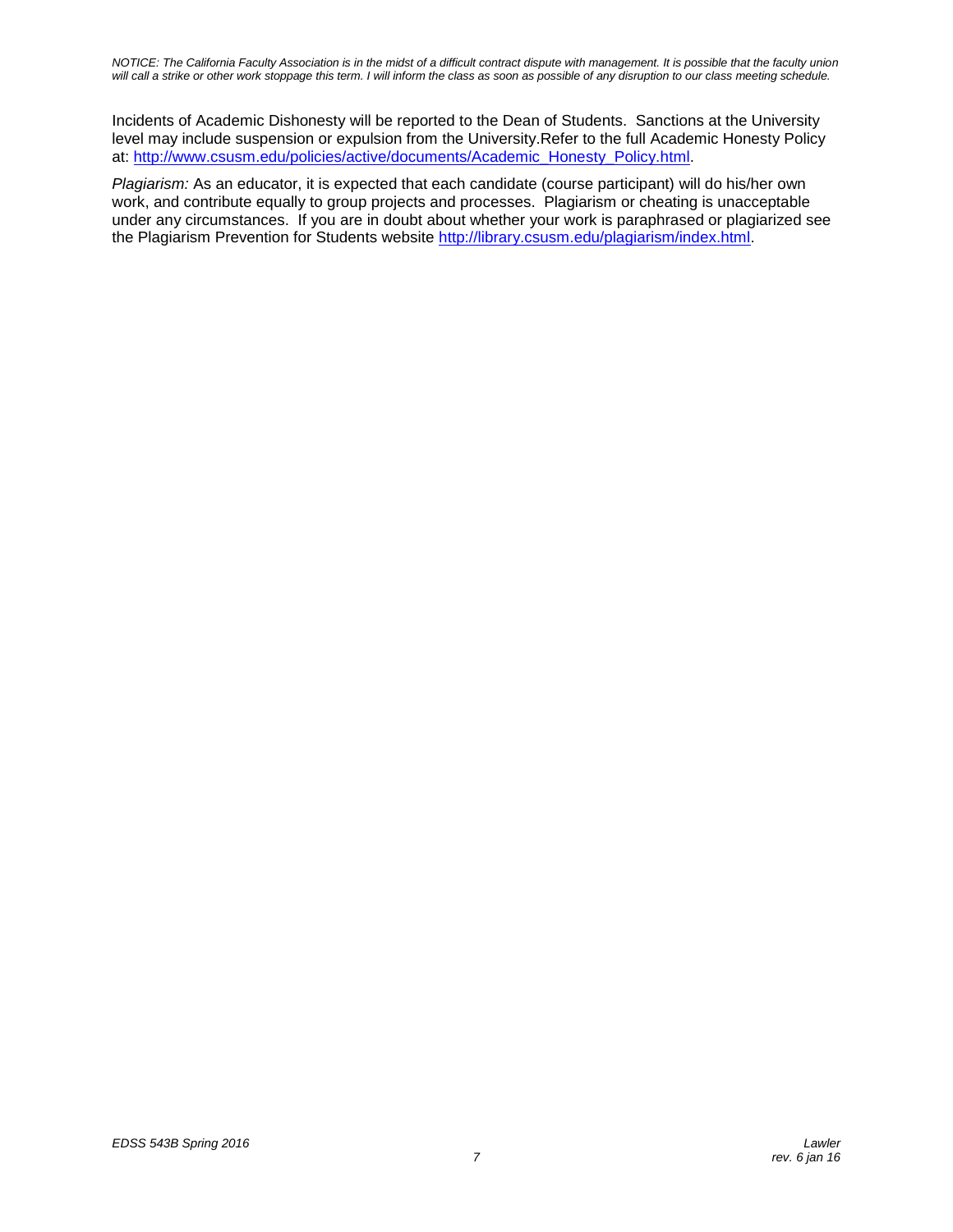Incidents of Academic Dishonesty will be reported to the Dean of Students. Sanctions at the University level may include suspension or expulsion from the University.Refer to the full Academic Honesty Policy at: http://www.csusm.edu/policies/active/documents/Academic_Honesty_Policy.html.

*Plagiarism:* As an educator, it is expected that each candidate (course participant) will do his/her own work, and contribute equally to group projects and processes. Plagiarism or cheating is unacceptable under any circumstances. If you are in doubt about whether your work is paraphrased or plagiarized see the Plagiarism Prevention for Students website http://library.csusm.edu/plagiarism/index.html.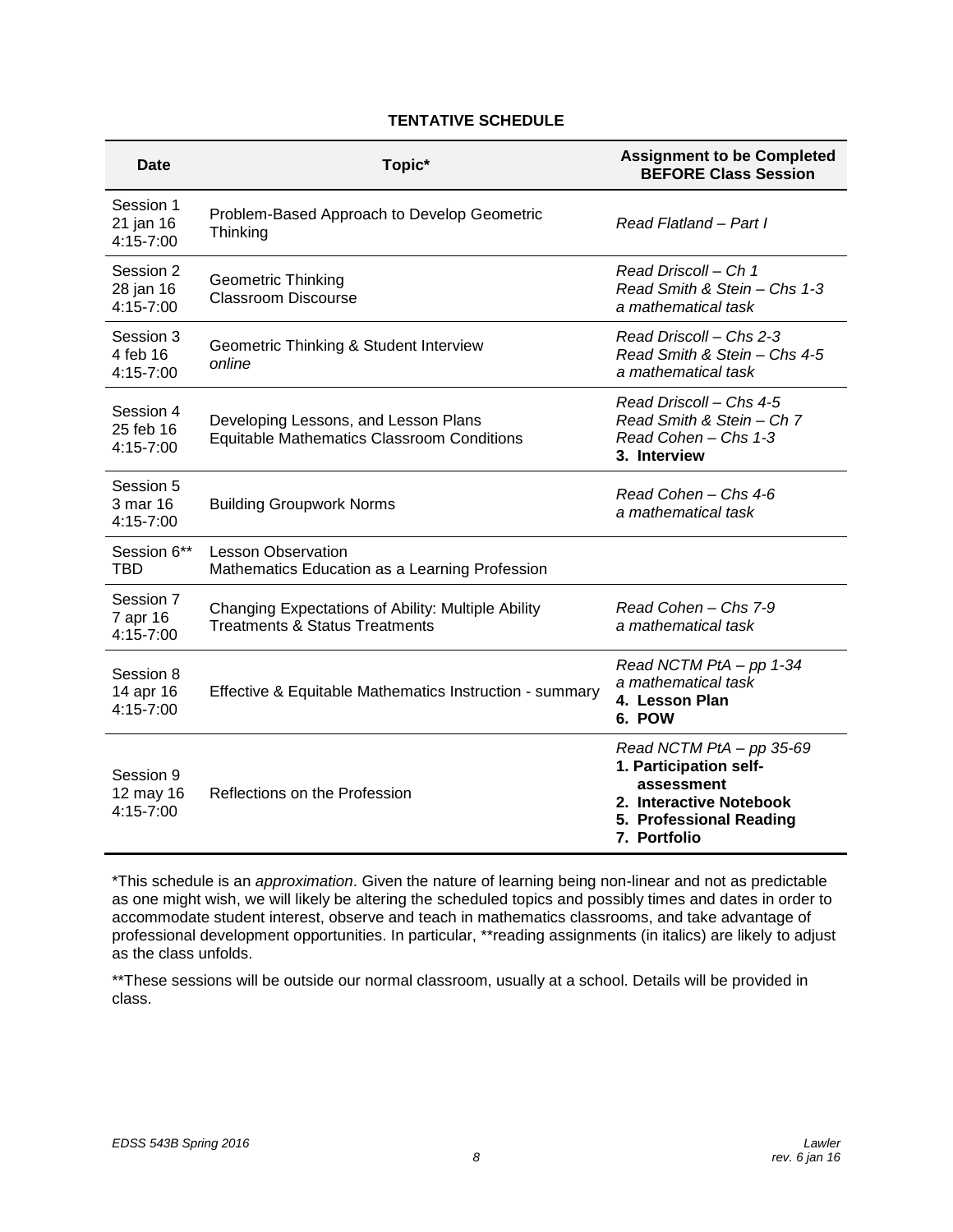**TENTATIVE SCHEDULE**

| Date | Topic* | Assignment to be Completed BEFORE Class Session |
|---|---|---|
| Session 1<br>21 jan 16<br>4:15-7:00 | Problem-Based Approach to Develop Geometric Thinking | *Read Flatland – Part I* |
| Session 2<br>28 jan 16<br>4:15-7:00 | Geometric Thinking<br>Classroom Discourse | *Read Driscoll – Ch 1*<br>*Read Smith & Stein – Chs 1-3*<br>*a mathematical task* |
| Session 3<br>4 feb 16<br>4:15-7:00 | Geometric Thinking & Student Interview<br>*online* | *Read Driscoll – Chs 2-3*<br>*Read Smith & Stein – Chs 4-5*<br>*a mathematical task* |
| Session 4<br>25 feb 16<br>4:15-7:00 | Developing Lessons, and Lesson Plans<br>Equitable Mathematics Classroom Conditions | *Read Driscoll – Chs 4-5*<br>*Read Smith & Stein – Ch 7*<br>*Read Cohen – Chs 1-3*<br>**3. Interview** |
| Session 5<br>3 mar 16<br>4:15-7:00 | Building Groupwork Norms | *Read Cohen – Chs 4-6*<br>*a mathematical task* |
| Session 6**<br>TBD | Lesson Observation<br>Mathematics Education as a Learning Profession | |
| Session 7<br>7 apr 16<br>4:15-7:00 | Changing Expectations of Ability: Multiple Ability Treatments & Status Treatments | *Read Cohen – Chs 7-9*<br>*a mathematical task* |
| Session 8<br>14 apr 16<br>4:15-7:00 | Effective & Equitable Mathematics Instruction - summary | *Read NCTM PtA – pp 1-34*<br>*a mathematical task*<br>**4. Lesson Plan**<br>**6. POW** |
| Session 9<br>12 may 16<br>4:15-7:00 | Reflections on the Profession | *Read NCTM PtA – pp 35-69*<br>**1. Participation self-assessment**<br>**2. Interactive Notebook**<br>**5. Professional Reading**<br>**7. Portfolio** |

*This schedule is an *approximation*. Given the nature of learning being non-linear and not as predictable as one might wish, we will likely be altering the scheduled topics and possibly times and dates in order to accommodate student interest, observe and teach in mathematics classrooms, and take advantage of professional development opportunities. In particular, **reading assignments (in italics) are likely to adjust as the class unfolds.

**These sessions will be outside our normal classroom, usually at a school. Details will be provided in class.